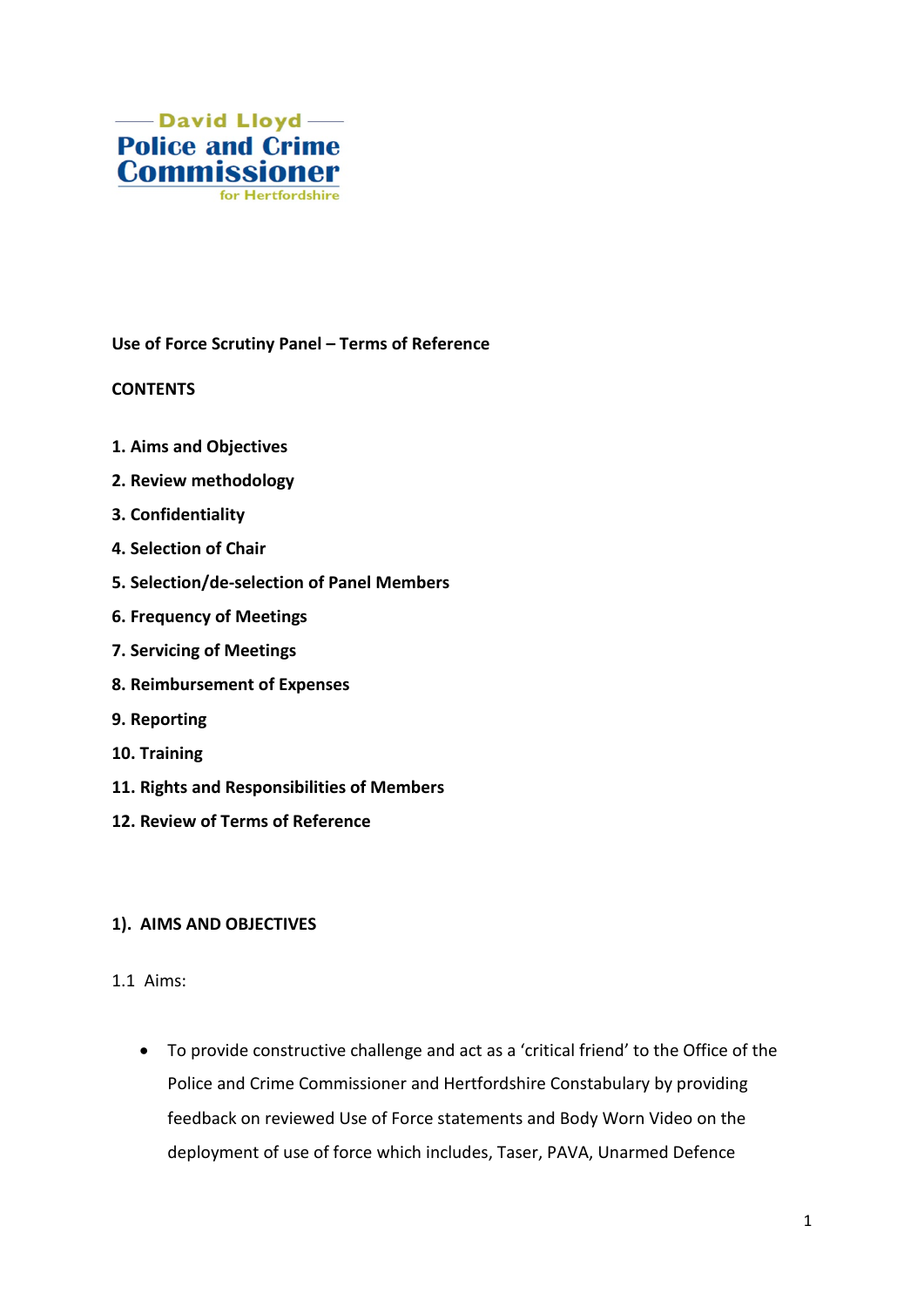David Lloyd
Police and Crime Commissioner
for Hertfordshire

**Use of Force Scrutiny Panel – Terms of Reference**

**CONTENTS**

**1. Aims and Objectives**

**2. Review methodology**

**3. Confidentiality**

**4. Selection of Chair**

**5. Selection/de-selection of Panel Members**

**6. Frequency of Meetings**

**7. Servicing of Meetings**

**8. Reimbursement of Expenses**

**9. Reporting**

**10. Training**

**11. Rights and Responsibilities of Members**

**12. Review of Terms of Reference**

## 1). AIMS AND OBJECTIVES

1.1 Aims:

- To provide constructive challenge and act as a 'critical friend' to the Office of the Police and Crime Commissioner and Hertfordshire Constabulary by providing feedback on reviewed Use of Force statements and Body Worn Video on the deployment of use of force which includes, Taser, PAVA, Unarmed Defence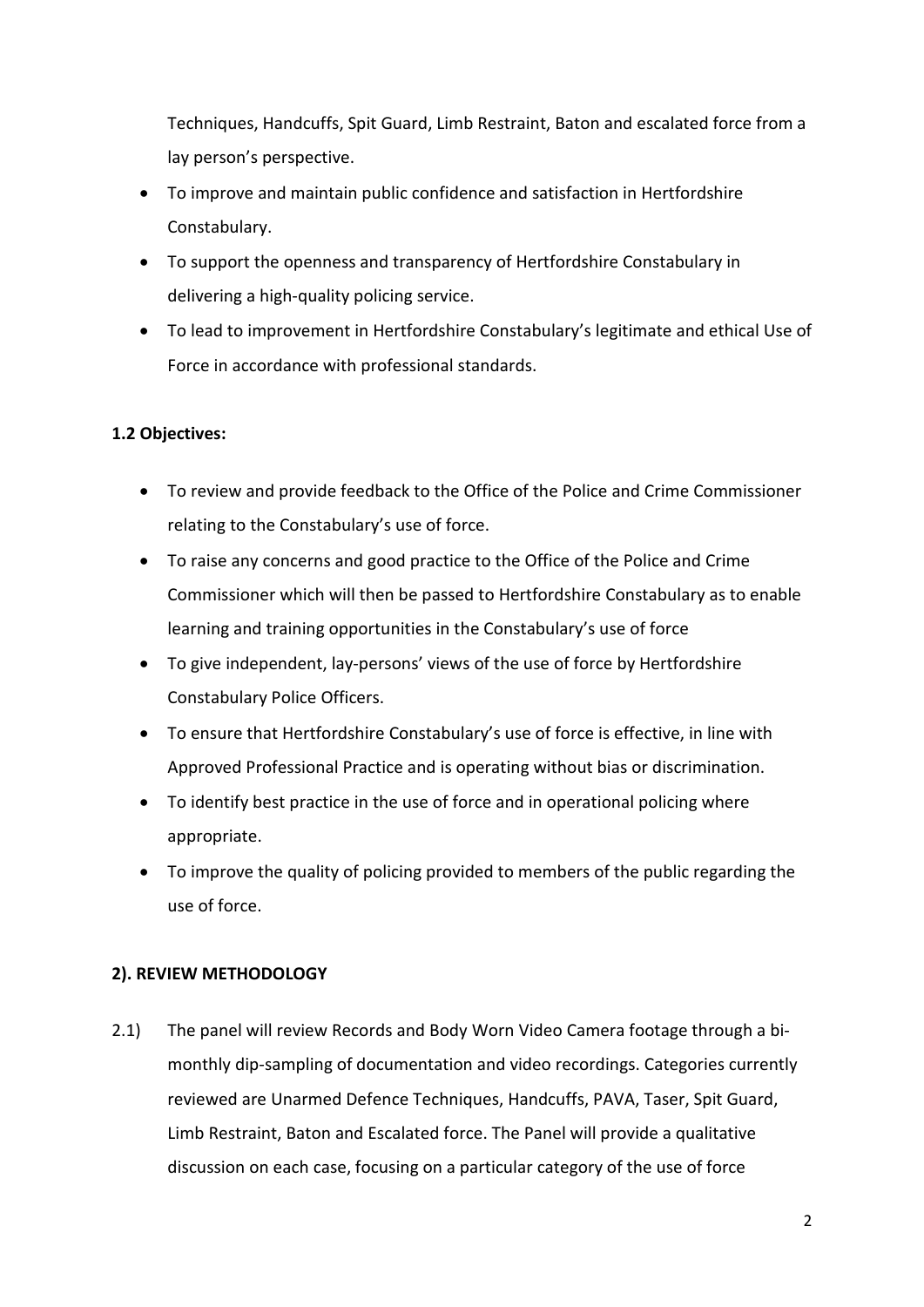Techniques, Handcuffs, Spit Guard, Limb Restraint, Baton and escalated force from a lay person's perspective.

- To improve and maintain public confidence and satisfaction in Hertfordshire Constabulary.
- To support the openness and transparency of Hertfordshire Constabulary in delivering a high-quality policing service.
- To lead to improvement in Hertfordshire Constabulary's legitimate and ethical Use of Force in accordance with professional standards.

**1.2 Objectives:**

- To review and provide feedback to the Office of the Police and Crime Commissioner relating to the Constabulary's use of force.
- To raise any concerns and good practice to the Office of the Police and Crime Commissioner which will then be passed to Hertfordshire Constabulary as to enable learning and training opportunities in the Constabulary's use of force
- To give independent, lay-persons' views of the use of force by Hertfordshire Constabulary Police Officers.
- To ensure that Hertfordshire Constabulary's use of force is effective, in line with Approved Professional Practice and is operating without bias or discrimination.
- To identify best practice in the use of force and in operational policing where appropriate.
- To improve the quality of policing provided to members of the public regarding the use of force.

**2). REVIEW METHODOLOGY**

2.1) The panel will review Records and Body Worn Video Camera footage through a bi-monthly dip-sampling of documentation and video recordings. Categories currently reviewed are Unarmed Defence Techniques, Handcuffs, PAVA, Taser, Spit Guard, Limb Restraint, Baton and Escalated force. The Panel will provide a qualitative discussion on each case, focusing on a particular category of the use of force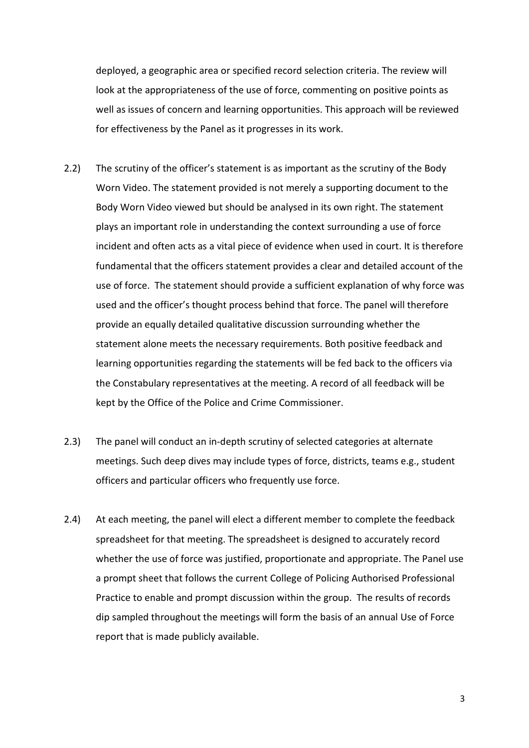deployed, a geographic area or specified record selection criteria. The review will look at the appropriateness of the use of force, commenting on positive points as well as issues of concern and learning opportunities. This approach will be reviewed for effectiveness by the Panel as it progresses in its work.

2.2) The scrutiny of the officer's statement is as important as the scrutiny of the Body Worn Video. The statement provided is not merely a supporting document to the Body Worn Video viewed but should be analysed in its own right. The statement plays an important role in understanding the context surrounding a use of force incident and often acts as a vital piece of evidence when used in court. It is therefore fundamental that the officers statement provides a clear and detailed account of the use of force. The statement should provide a sufficient explanation of why force was used and the officer's thought process behind that force. The panel will therefore provide an equally detailed qualitative discussion surrounding whether the statement alone meets the necessary requirements. Both positive feedback and learning opportunities regarding the statements will be fed back to the officers via the Constabulary representatives at the meeting. A record of all feedback will be kept by the Office of the Police and Crime Commissioner.

2.3) The panel will conduct an in-depth scrutiny of selected categories at alternate meetings. Such deep dives may include types of force, districts, teams e.g., student officers and particular officers who frequently use force.

2.4) At each meeting, the panel will elect a different member to complete the feedback spreadsheet for that meeting. The spreadsheet is designed to accurately record whether the use of force was justified, proportionate and appropriate. The Panel use a prompt sheet that follows the current College of Policing Authorised Professional Practice to enable and prompt discussion within the group. The results of records dip sampled throughout the meetings will form the basis of an annual Use of Force report that is made publicly available.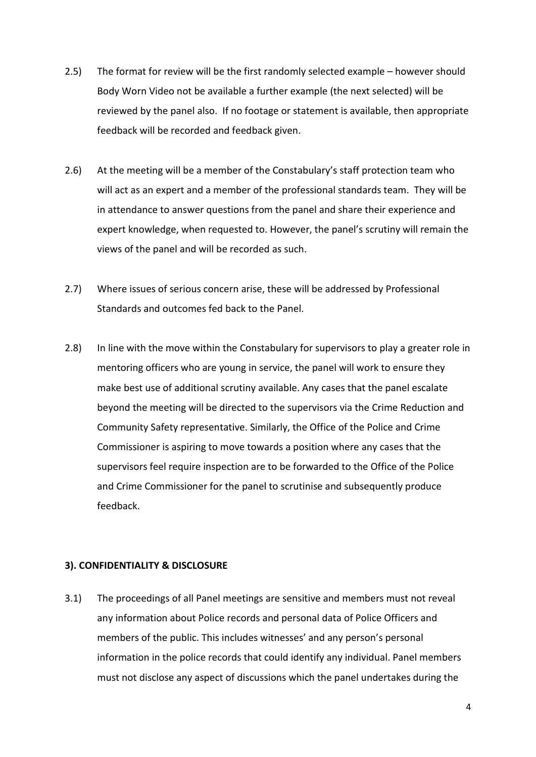2.5) The format for review will be the first randomly selected example – however should Body Worn Video not be available a further example (the next selected) will be reviewed by the panel also. If no footage or statement is available, then appropriate feedback will be recorded and feedback given.

2.6) At the meeting will be a member of the Constabulary's staff protection team who will act as an expert and a member of the professional standards team. They will be in attendance to answer questions from the panel and share their experience and expert knowledge, when requested to. However, the panel's scrutiny will remain the views of the panel and will be recorded as such.

2.7) Where issues of serious concern arise, these will be addressed by Professional Standards and outcomes fed back to the Panel.

2.8) In line with the move within the Constabulary for supervisors to play a greater role in mentoring officers who are young in service, the panel will work to ensure they make best use of additional scrutiny available. Any cases that the panel escalate beyond the meeting will be directed to the supervisors via the Crime Reduction and Community Safety representative. Similarly, the Office of the Police and Crime Commissioner is aspiring to move towards a position where any cases that the supervisors feel require inspection are to be forwarded to the Office of the Police and Crime Commissioner for the panel to scrutinise and subsequently produce feedback.

## 3). CONFIDENTIALITY & DISCLOSURE

3.1) The proceedings of all Panel meetings are sensitive and members must not reveal any information about Police records and personal data of Police Officers and members of the public. This includes witnesses' and any person's personal information in the police records that could identify any individual. Panel members must not disclose any aspect of discussions which the panel undertakes during the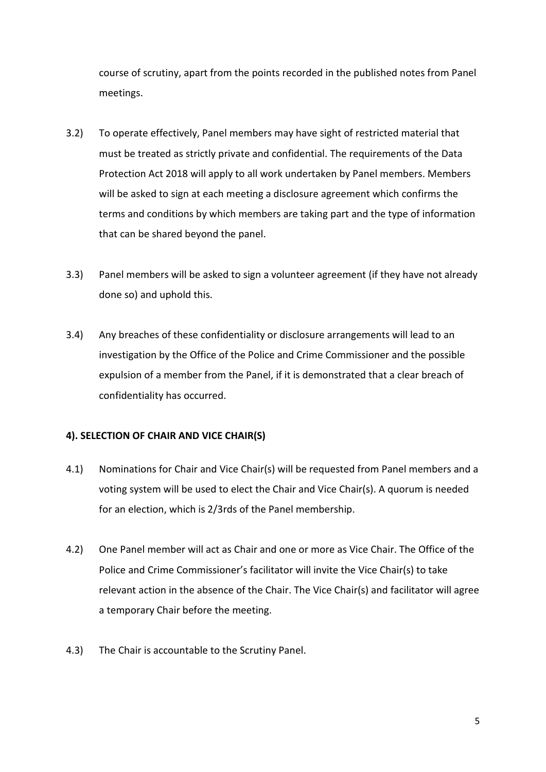course of scrutiny, apart from the points recorded in the published notes from Panel meetings.

3.2) To operate effectively, Panel members may have sight of restricted material that must be treated as strictly private and confidential. The requirements of the Data Protection Act 2018 will apply to all work undertaken by Panel members. Members will be asked to sign at each meeting a disclosure agreement which confirms the terms and conditions by which members are taking part and the type of information that can be shared beyond the panel.

3.3) Panel members will be asked to sign a volunteer agreement (if they have not already done so) and uphold this.

3.4) Any breaches of these confidentiality or disclosure arrangements will lead to an investigation by the Office of the Police and Crime Commissioner and the possible expulsion of a member from the Panel, if it is demonstrated that a clear breach of confidentiality has occurred.

**4). SELECTION OF CHAIR AND VICE CHAIR(S)**

4.1) Nominations for Chair and Vice Chair(s) will be requested from Panel members and a voting system will be used to elect the Chair and Vice Chair(s). A quorum is needed for an election, which is 2/3rds of the Panel membership.

4.2) One Panel member will act as Chair and one or more as Vice Chair. The Office of the Police and Crime Commissioner's facilitator will invite the Vice Chair(s) to take relevant action in the absence of the Chair. The Vice Chair(s) and facilitator will agree a temporary Chair before the meeting.

4.3) The Chair is accountable to the Scrutiny Panel.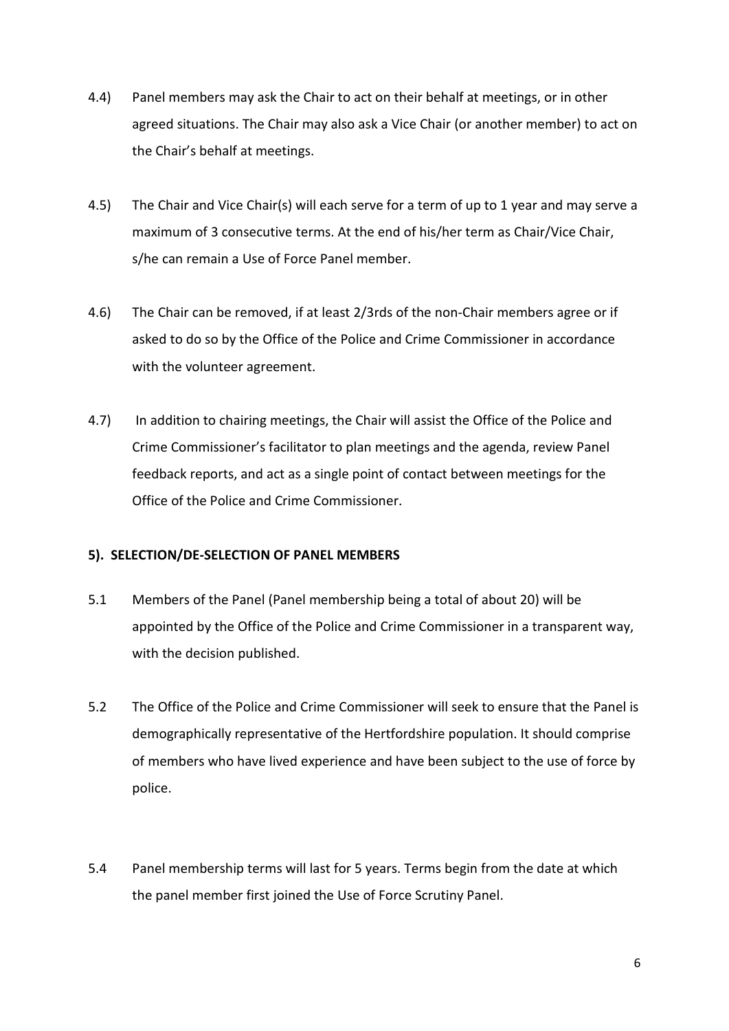4.4) Panel members may ask the Chair to act on their behalf at meetings, or in other agreed situations. The Chair may also ask a Vice Chair (or another member) to act on the Chair's behalf at meetings.

4.5) The Chair and Vice Chair(s) will each serve for a term of up to 1 year and may serve a maximum of 3 consecutive terms. At the end of his/her term as Chair/Vice Chair, s/he can remain a Use of Force Panel member.

4.6) The Chair can be removed, if at least 2/3rds of the non-Chair members agree or if asked to do so by the Office of the Police and Crime Commissioner in accordance with the volunteer agreement.

4.7) In addition to chairing meetings, the Chair will assist the Office of the Police and Crime Commissioner's facilitator to plan meetings and the agenda, review Panel feedback reports, and act as a single point of contact between meetings for the Office of the Police and Crime Commissioner.

## 5). SELECTION/DE-SELECTION OF PANEL MEMBERS

5.1 Members of the Panel (Panel membership being a total of about 20) will be appointed by the Office of the Police and Crime Commissioner in a transparent way, with the decision published.

5.2 The Office of the Police and Crime Commissioner will seek to ensure that the Panel is demographically representative of the Hertfordshire population. It should comprise of members who have lived experience and have been subject to the use of force by police.

5.4 Panel membership terms will last for 5 years. Terms begin from the date at which the panel member first joined the Use of Force Scrutiny Panel.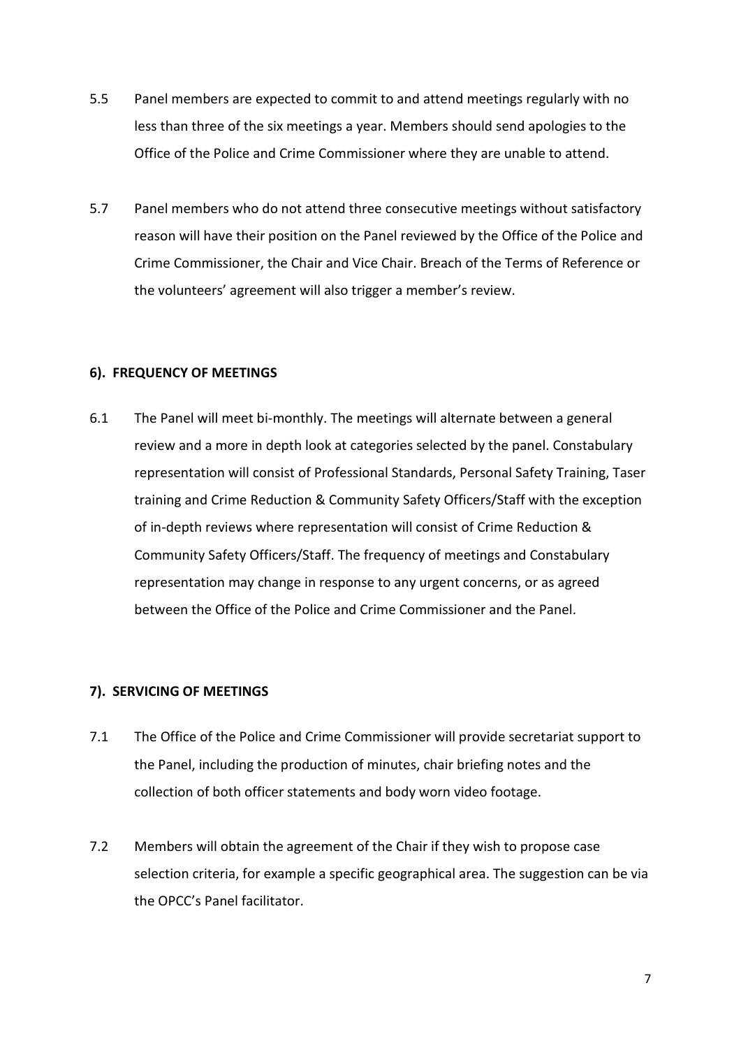5.5 Panel members are expected to commit to and attend meetings regularly with no less than three of the six meetings a year. Members should send apologies to the Office of the Police and Crime Commissioner where they are unable to attend.

5.7 Panel members who do not attend three consecutive meetings without satisfactory reason will have their position on the Panel reviewed by the Office of the Police and Crime Commissioner, the Chair and Vice Chair. Breach of the Terms of Reference or the volunteers' agreement will also trigger a member's review.

## 6). FREQUENCY OF MEETINGS

6.1 The Panel will meet bi-monthly. The meetings will alternate between a general review and a more in depth look at categories selected by the panel. Constabulary representation will consist of Professional Standards, Personal Safety Training, Taser training and Crime Reduction & Community Safety Officers/Staff with the exception of in-depth reviews where representation will consist of Crime Reduction & Community Safety Officers/Staff. The frequency of meetings and Constabulary representation may change in response to any urgent concerns, or as agreed between the Office of the Police and Crime Commissioner and the Panel.

## 7). SERVICING OF MEETINGS

7.1 The Office of the Police and Crime Commissioner will provide secretariat support to the Panel, including the production of minutes, chair briefing notes and the collection of both officer statements and body worn video footage.

7.2 Members will obtain the agreement of the Chair if they wish to propose case selection criteria, for example a specific geographical area. The suggestion can be via the OPCC's Panel facilitator.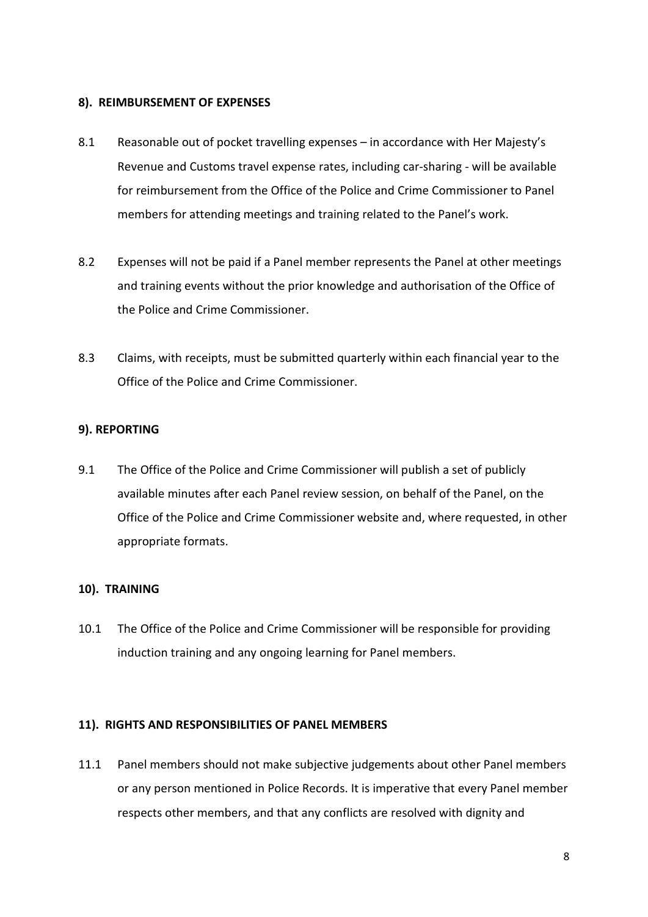**8). REIMBURSEMENT OF EXPENSES**

8.1 Reasonable out of pocket travelling expenses – in accordance with Her Majesty's Revenue and Customs travel expense rates, including car-sharing - will be available for reimbursement from the Office of the Police and Crime Commissioner to Panel members for attending meetings and training related to the Panel's work.

8.2 Expenses will not be paid if a Panel member represents the Panel at other meetings and training events without the prior knowledge and authorisation of the Office of the Police and Crime Commissioner.

8.3 Claims, with receipts, must be submitted quarterly within each financial year to the Office of the Police and Crime Commissioner.

**9). REPORTING**

9.1 The Office of the Police and Crime Commissioner will publish a set of publicly available minutes after each Panel review session, on behalf of the Panel, on the Office of the Police and Crime Commissioner website and, where requested, in other appropriate formats.

**10). TRAINING**

10.1 The Office of the Police and Crime Commissioner will be responsible for providing induction training and any ongoing learning for Panel members.

**11). RIGHTS AND RESPONSIBILITIES OF PANEL MEMBERS**

11.1 Panel members should not make subjective judgements about other Panel members or any person mentioned in Police Records. It is imperative that every Panel member respects other members, and that any conflicts are resolved with dignity and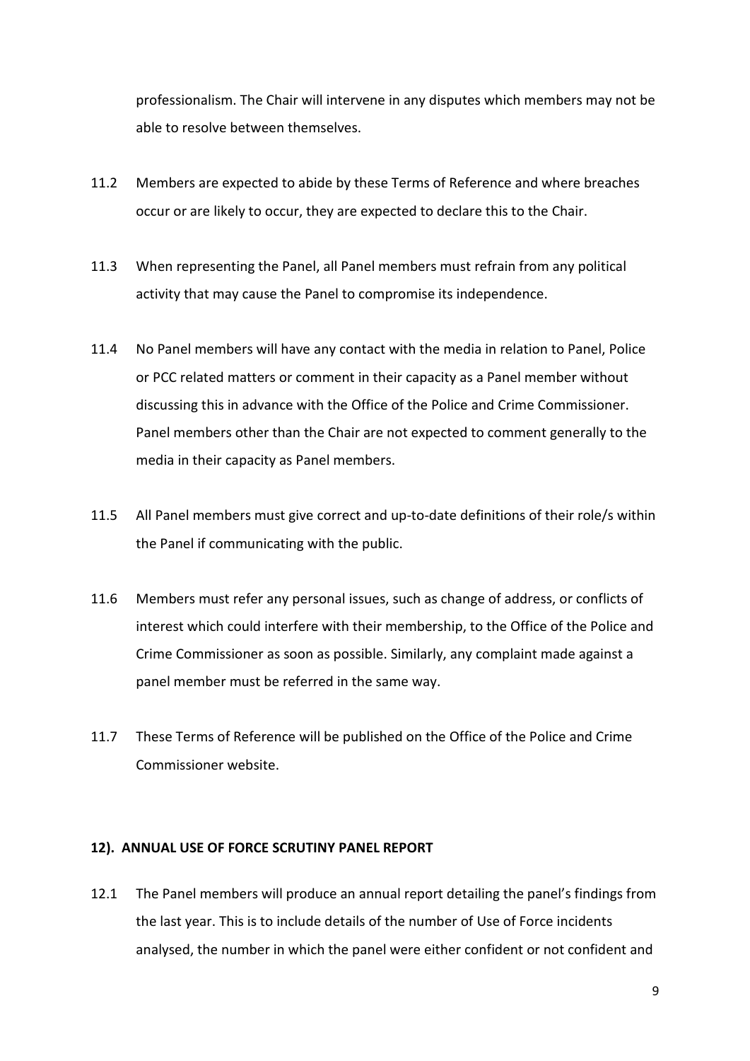professionalism. The Chair will intervene in any disputes which members may not be able to resolve between themselves.

11.2 Members are expected to abide by these Terms of Reference and where breaches occur or are likely to occur, they are expected to declare this to the Chair.

11.3 When representing the Panel, all Panel members must refrain from any political activity that may cause the Panel to compromise its independence.

11.4 No Panel members will have any contact with the media in relation to Panel, Police or PCC related matters or comment in their capacity as a Panel member without discussing this in advance with the Office of the Police and Crime Commissioner. Panel members other than the Chair are not expected to comment generally to the media in their capacity as Panel members.

11.5 All Panel members must give correct and up-to-date definitions of their role/s within the Panel if communicating with the public.

11.6 Members must refer any personal issues, such as change of address, or conflicts of interest which could interfere with their membership, to the Office of the Police and Crime Commissioner as soon as possible. Similarly, any complaint made against a panel member must be referred in the same way.

11.7 These Terms of Reference will be published on the Office of the Police and Crime Commissioner website.

**12). ANNUAL USE OF FORCE SCRUTINY PANEL REPORT**

12.1 The Panel members will produce an annual report detailing the panel's findings from the last year. This is to include details of the number of Use of Force incidents analysed, the number in which the panel were either confident or not confident and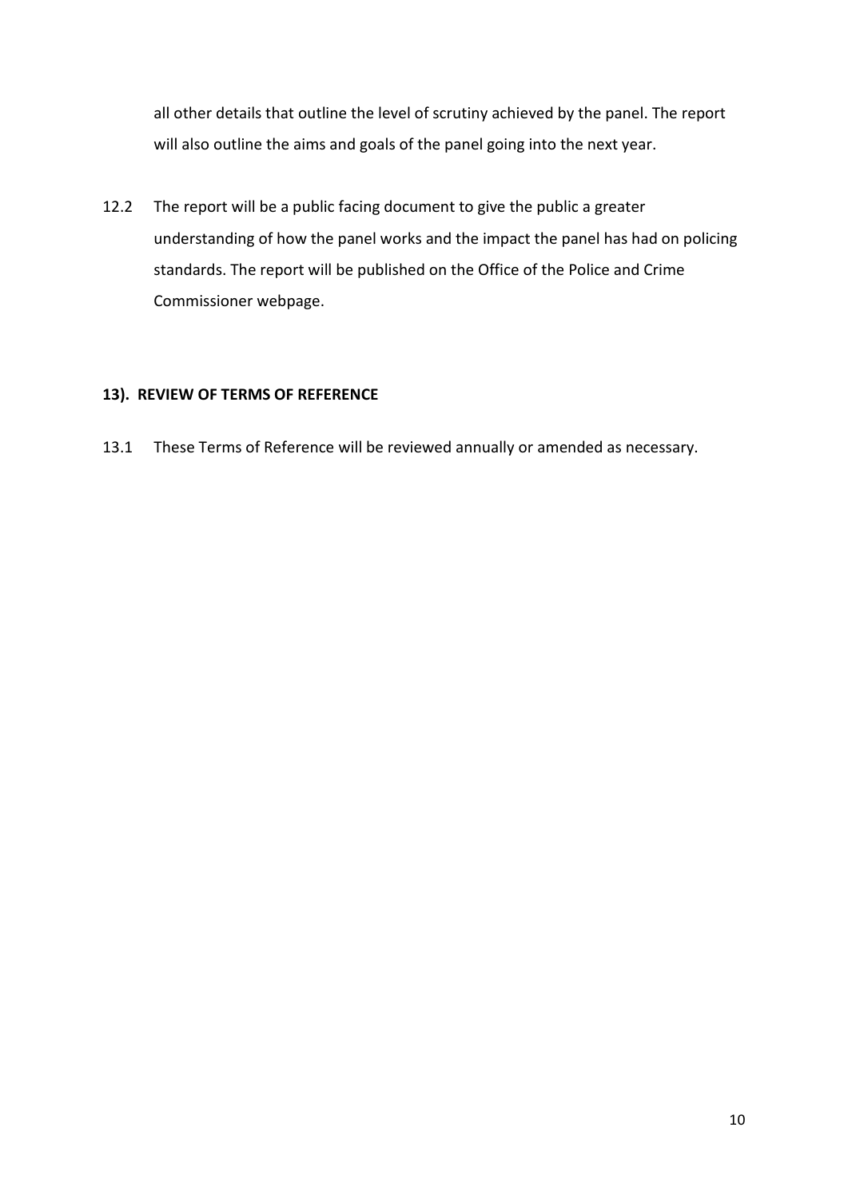all other details that outline the level of scrutiny achieved by the panel. The report will also outline the aims and goals of the panel going into the next year.

12.2 The report will be a public facing document to give the public a greater understanding of how the panel works and the impact the panel has had on policing standards. The report will be published on the Office of the Police and Crime Commissioner webpage.

**13). REVIEW OF TERMS OF REFERENCE**

13.1 These Terms of Reference will be reviewed annually or amended as necessary.